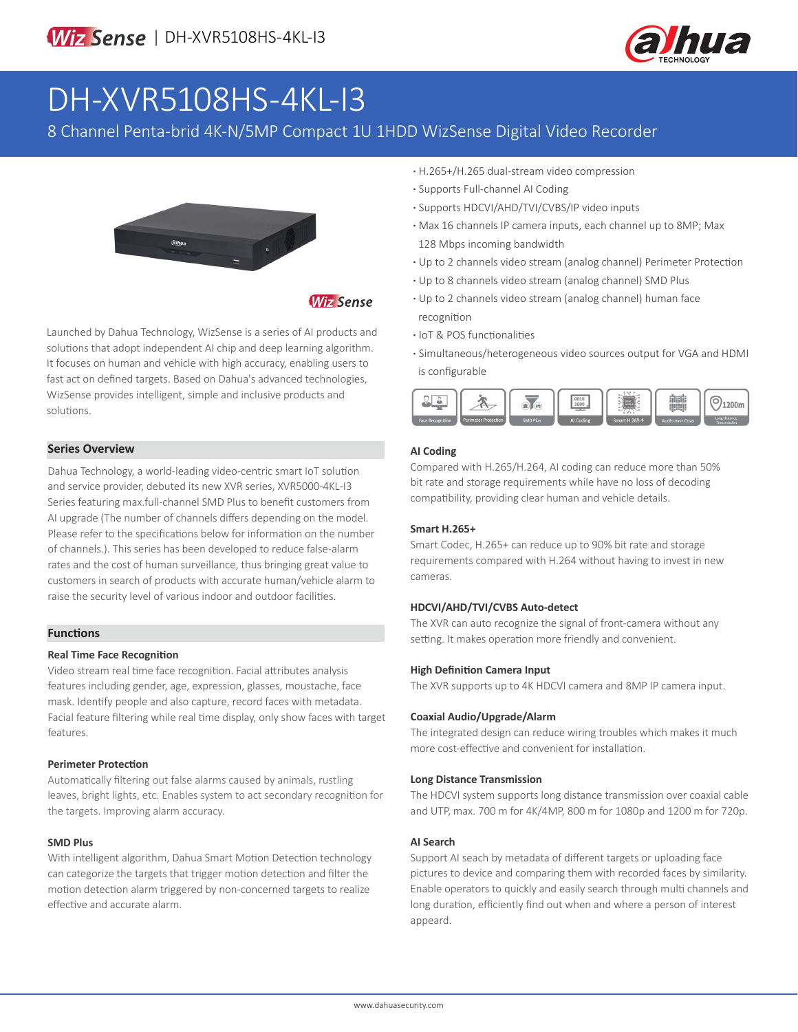# DH-XVR5108HS-4KL-I3

8 Channel Penta-brid 4K-N/5MP Compact 1U 1HDD WizSense Digital Video Recorder

Launched by Dahua Technology, WizSense is a series of AI products and solutions that adopt independent AI chip and deep learning algorithm. It focuses on human and vehicle with high accuracy, enabling users to fast act on defined targets. Based on Dahua's advanced technologies, WizSense provides intelligent, simple and inclusive products and solutions.

- H.265+/H.265 dual-stream video compression
- Supports Full-channel AI Coding
- Supports HDCVI/AHD/TVI/CVBS/IP video inputs
- Max 16 channels IP camera inputs, each channel up to 8MP; Max 128 Mbps incoming bandwidth
- Up to 2 channels video stream (analog channel) Perimeter Protection
- Up to 8 channels video stream (analog channel) SMD Plus
- Up to 2 channels video stream (analog channel) human face recognition
- IoT & POS functionalities
- Simultaneous/heterogeneous video sources output for VGA and HDMI is configurable

## Series Overview

Dahua Technology, a world-leading video-centric smart IoT solution and service provider, debuted its new XVR series, XVR5000-4KL-I3 Series featuring max.full-channel SMD Plus to benefit customers from AI upgrade (The number of channels differs depending on the model. Please refer to the specifications below for information on the number of channels.). This series has been developed to reduce false-alarm rates and the cost of human surveillance, thus bringing great value to customers in search of products with accurate human/vehicle alarm to raise the security level of various indoor and outdoor facilities.

## Functions

### Real Time Face Recognition

Video stream real time face recognition. Facial attributes analysis features including gender, age, expression, glasses, moustache, face mask. Identify people and also capture, record faces with metadata. Facial feature filtering while real time display, only show faces with target features.

### Perimeter Protection

Automatically filtering out false alarms caused by animals, rustling leaves, bright lights, etc. Enables system to act secondary recognition for the targets. Improving alarm accuracy.

### SMD Plus

With intelligent algorithm, Dahua Smart Motion Detection technology can categorize the targets that trigger motion detection and filter the motion detection alarm triggered by non-concerned targets to realize effective and accurate alarm.

### AI Coding

Compared with H.265/H.264, AI coding can reduce more than 50% bit rate and storage requirements while have no loss of decoding compatibility, providing clear human and vehicle details.

### Smart H.265+

Smart Codec, H.265+ can reduce up to 90% bit rate and storage requirements compared with H.264 without having to invest in new cameras.

### HDCVI/AHD/TVI/CVBS Auto-detect

The XVR can auto recognize the signal of front-camera without any setting. It makes operation more friendly and convenient.

### High Definition Camera Input

The XVR supports up to 4K HDCVI camera and 8MP IP camera input.

### Coaxial Audio/Upgrade/Alarm

The integrated design can reduce wiring troubles which makes it much more cost-effective and convenient for installation.

### Long Distance Transmission

The HDCVI system supports long distance transmission over coaxial cable and UTP, max. 700 m for 4K/4MP, 800 m for 1080p and 1200 m for 720p.

### AI Search

Support AI seach by metadata of different targets or uploading face pictures to device and comparing them with recorded faces by similarity. Enable operators to quickly and easily search through multi channels and long duration, efficiently find out when and where a person of interest appeard.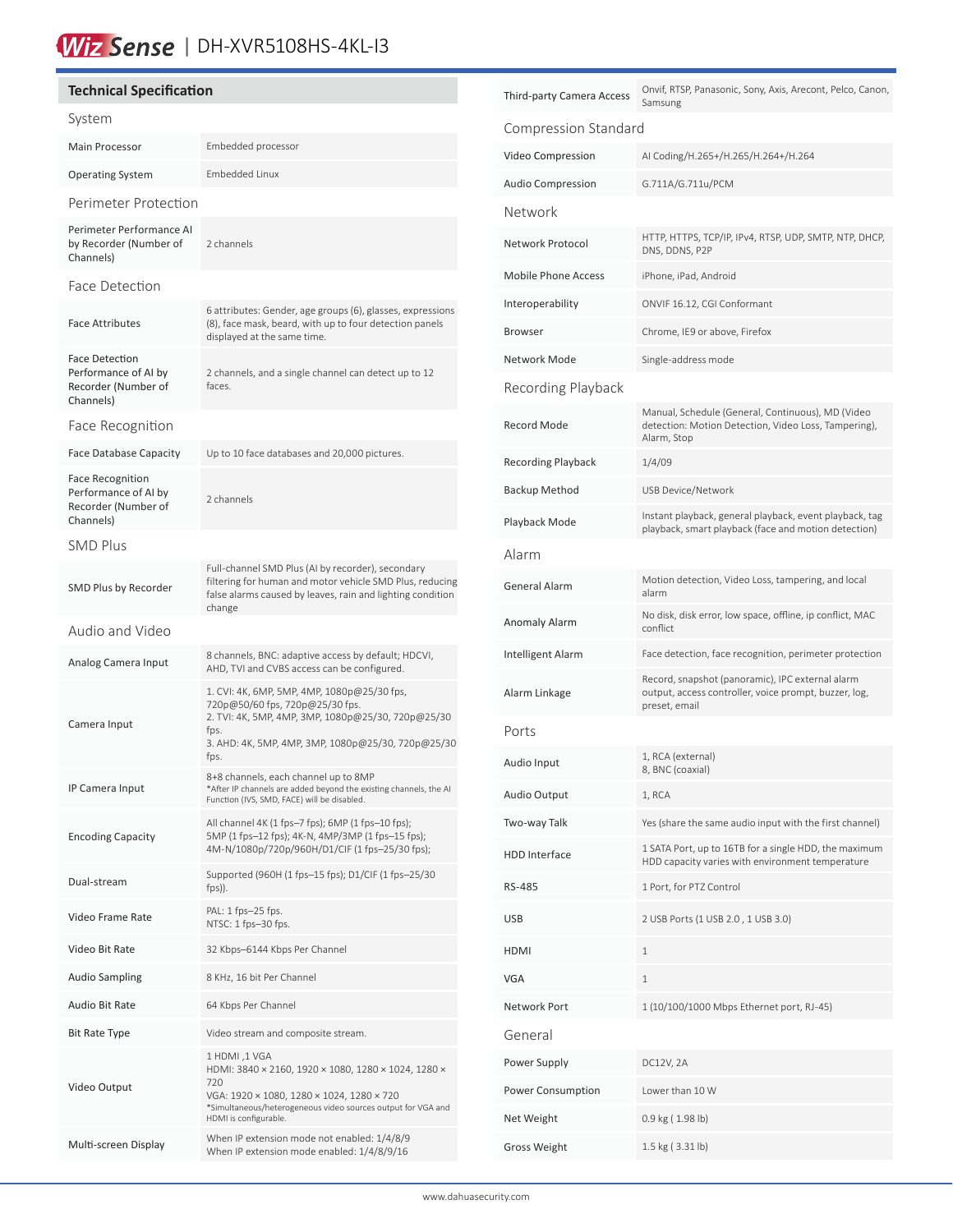# WizSense | DH-XVR5108HS-4KL-I3

## Technical Specification

### System

| | |
|---|---|
| Main Processor | Embedded processor |
| Operating System | Embedded Linux |

### Perimeter Protection

| | |
|---|---|
| Perimeter Performance AI by Recorder (Number of Channels) | 2 channels |

### Face Detection

| | |
|---|---|
| Face Attributes | 6 attributes: Gender, age groups (6), glasses, expressions (8), face mask, beard, with up to four detection panels displayed at the same time. |
| Face Detection Performance of AI by Recorder (Number of Channels) | 2 channels, and a single channel can detect up to 12 faces. |

### Face Recognition

| | |
|---|---|
| Face Database Capacity | Up to 10 face databases and 20,000 pictures. |
| Face Recognition Performance of AI by Recorder (Number of Channels) | 2 channels |

### SMD Plus

| | |
|---|---|
| SMD Plus by Recorder | Full-channel SMD Plus (AI by recorder), secondary filtering for human and motor vehicle SMD Plus, reducing false alarms caused by leaves, rain and lighting condition change |

### Audio and Video

| | |
|---|---|
| Analog Camera Input | 8 channels, BNC: adaptive access by default; HDCVI, AHD, TVI and CVBS access can be configured. |
| Camera Input | 1. CVI: 4K, 6MP, 5MP, 4MP, 1080p@25/30 fps, 720p@50/60 fps, 720p@25/30 fps.<br>2. TVI: 4K, 5MP, 4MP, 3MP, 1080p@25/30, 720p@25/30 fps.<br>3. AHD: 4K, 5MP, 4MP, 3MP, 1080p@25/30, 720p@25/30 fps. |
| IP Camera Input | 8+8 channels, each channel up to 8MP<br>*After IP channels are added beyond the existing channels, the AI Function (IVS, SMD, FACE) will be disabled. |
| Encoding Capacity | All channel 4K (1 fps–7 fps); 6MP (1 fps–10 fps);<br>5MP (1 fps–12 fps); 4K-N, 4MP/3MP (1 fps–15 fps);<br>4M-N/1080p/720p/960H/D1/CIF (1 fps–25/30 fps); |
| Dual-stream | Supported (960H (1 fps–15 fps); D1/CIF (1 fps–25/30 fps)). |
| Video Frame Rate | PAL: 1 fps–25 fps.<br>NTSC: 1 fps–30 fps. |
| Video Bit Rate | 32 Kbps–6144 Kbps Per Channel |
| Audio Sampling | 8 KHz, 16 bit Per Channel |
| Audio Bit Rate | 64 Kbps Per Channel |
| Bit Rate Type | Video stream and composite stream. |
| Video Output | 1 HDMI ,1 VGA<br>HDMI: 3840 × 2160, 1920 × 1080, 1280 × 1024, 1280 × 720<br>VGA: 1920 × 1080, 1280 × 1024, 1280 × 720<br>*Simultaneous/heterogeneous video sources output for VGA and HDMI is configurable. |
| Multi-screen Display | When IP extension mode not enabled: 1/4/8/9<br>When IP extension mode enabled: 1/4/8/9/16 |
| Third-party Camera Access | Onvif, RTSP, Panasonic, Sony, Axis, Arecont, Pelco, Canon, Samsung |

### Compression Standard

| | |
|---|---|
| Video Compression | AI Coding/H.265+/H.265/H.264+/H.264 |
| Audio Compression | G.711A/G.711u/PCM |

### Network

| | |
|---|---|
| Network Protocol | HTTP, HTTPS, TCP/IP, IPv4, RTSP, UDP, SMTP, NTP, DHCP, DNS, DDNS, P2P |
| Mobile Phone Access | iPhone, iPad, Android |
| Interoperability | ONVIF 16.12, CGI Conformant |
| Browser | Chrome, IE9 or above, Firefox |
| Network Mode | Single-address mode |

### Recording Playback

| | |
|---|---|
| Record Mode | Manual, Schedule (General, Continuous), MD (Video detection: Motion Detection, Video Loss, Tampering), Alarm, Stop |
| Recording Playback | 1/4/09 |
| Backup Method | USB Device/Network |
| Playback Mode | Instant playback, general playback, event playback, tag playback, smart playback (face and motion detection) |

### Alarm

| | |
|---|---|
| General Alarm | Motion detection, Video Loss, tampering, and local alarm |
| Anomaly Alarm | No disk, disk error, low space, offline, ip conflict, MAC conflict |
| Intelligent Alarm | Face detection, face recognition, perimeter protection |
| Alarm Linkage | Record, snapshot (panoramic), IPC external alarm output, access controller, voice prompt, buzzer, log, preset, email |

### Ports

| | |
|---|---|
| Audio Input | 1, RCA (external)<br>8, BNC (coaxial) |
| Audio Output | 1, RCA |
| Two-way Talk | Yes (share the same audio input with the first channel) |
| HDD Interface | 1 SATA Port, up to 16TB for a single HDD, the maximum HDD capacity varies with environment temperature |
| RS-485 | 1 Port, for PTZ Control |
| USB | 2 USB Ports (1 USB 2.0 , 1 USB 3.0) |
| HDMI | 1 |
| VGA | 1 |
| Network Port | 1 (10/100/1000 Mbps Ethernet port, RJ-45) |

### General

| | |
|---|---|
| Power Supply | DC12V, 2A |
| Power Consumption | Lower than 10 W |
| Net Weight | 0.9 kg ( 1.98 lb) |
| Gross Weight | 1.5 kg ( 3.31 lb) |

www.dahuasecurity.com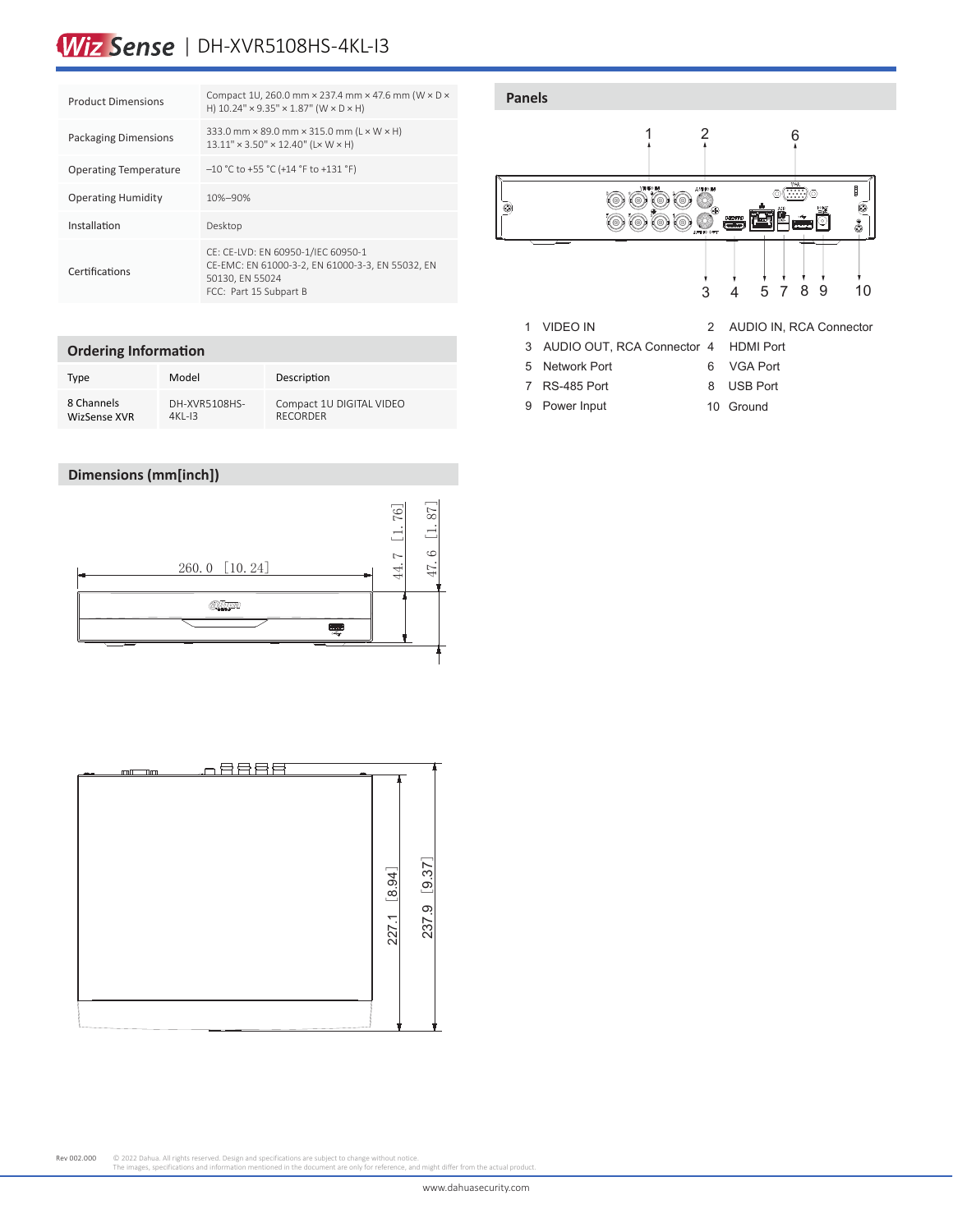| | |
|---|---|
| Product Dimensions | Compact 1U, 260.0 mm × 237.4 mm × 47.6 mm (W × D × H) 10.24" × 9.35" × 1.87" (W × D × H) |
| Packaging Dimensions | 333.0 mm × 89.0 mm × 315.0 mm (L × W × H) 13.11" × 3.50" × 12.40" (L× W × H) |
| Operating Temperature | –10 °C to +55 °C (+14 °F to +131 °F) |
| Operating Humidity | 10%–90% |
| Installation | Desktop |
| Certifications | CE: CE-LVD: EN 60950-1/IEC 60950-1<br>CE-EMC: EN 61000-3-2, EN 61000-3-3, EN 55032, EN 50130, EN 55024<br>FCC: Part 15 Subpart B |

## Ordering Information

| Type | Model | Description |
|---|---|---|
| 8 Channels WizSense XVR | DH-XVR5108HS-4KL-I3 | Compact 1U DIGITAL VIDEO RECORDER |

## Dimensions (mm[inch])

260.0 [10.24]
44.7 [1.76]
47.6 [1.87]
227.1 [8.94]
237.9 [9.37]

## Panels

1 2 6
3 4 5 7 8 9 10

| | | | |
|---|---|---|---|
| 1 | VIDEO IN | 2 | AUDIO IN, RCA Connector |
| 3 | AUDIO OUT, RCA Connector | 4 | HDMI Port |
| 5 | Network Port | 6 | VGA Port |
| 7 | RS-485 Port | 8 | USB Port |
| 9 | Power Input | 10 | Ground |

Rev 002.000 © 2022 Dahua. All rights reserved. Design and specifications are subject to change without notice.
The images, specifications and information mentioned in the document are only for reference, and might differ from the actual product.